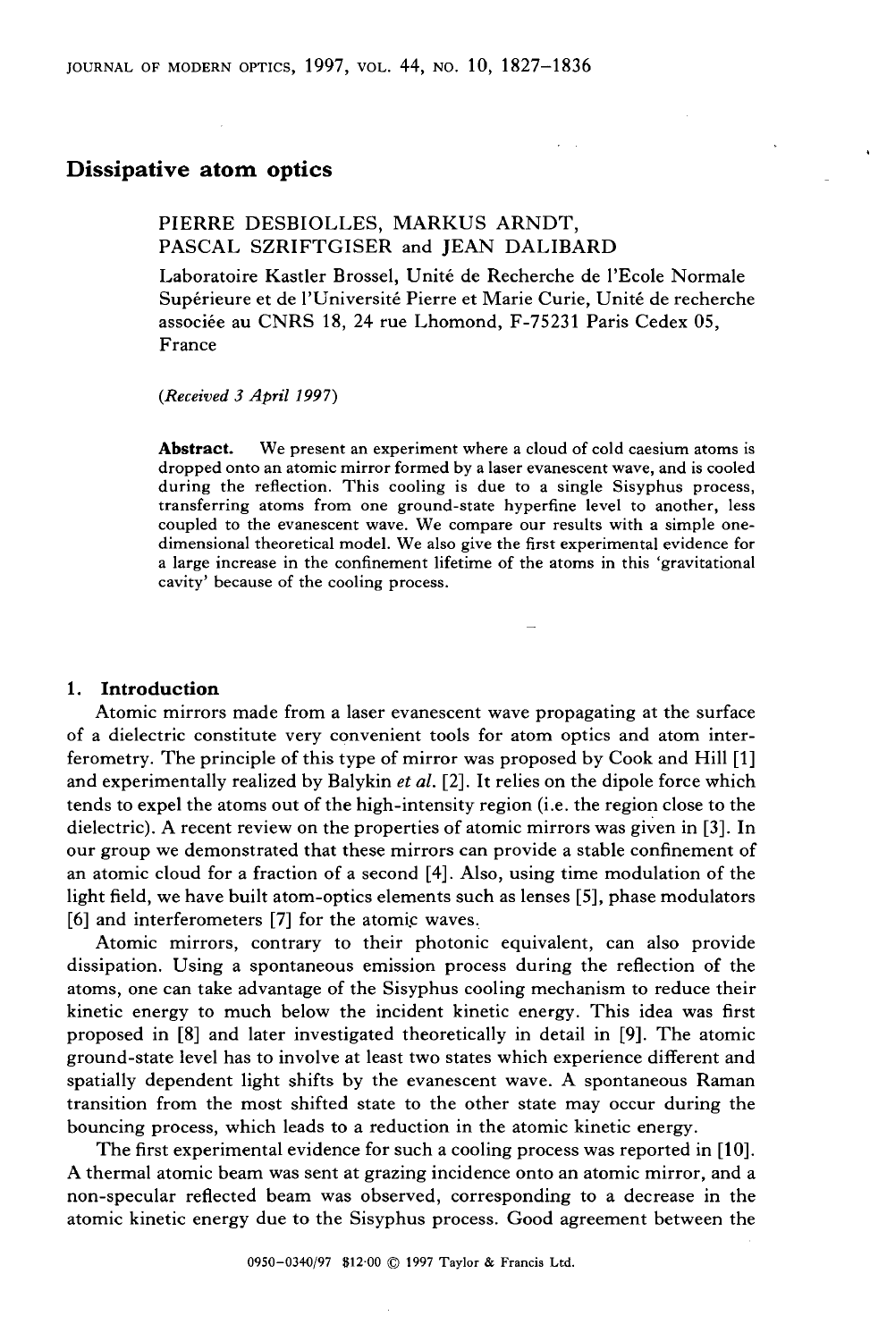# Dissipative atom optics

PIERRE DESBIOLLES, MARKUS ARNDT, PASCAL SZRIFTGISER and JEAN DALIBARD

Laboratoire Kastler Brossel, Unité de Recherche de l'Ecole Normale Supérieure et de l'Université Pierre et Marie Curie, Unité de recherche associée au CNRS 18, 24 rue Lhomond, F-75231 Paris Cedex 05, France

*(Received 3 April 1997)*

**Abstract.** We present an experiment where a cloud of cold caesium atoms is dropped onto an atomic mirror formed by a laser evanescent wave, and is cooled during the reflection. This cooling is due to a single Sisyphus process, transferring atoms from one ground-state hyperfine level to another, less coupled to the evanescent wave. We compare our results with a simple one-dimensional theoretical model. We also give the first experimental evidence for a large increase in the confinement lifetime of the atoms in this 'gravitational cavity' because of the cooling process.

## 1. Introduction

Atomic mirrors made from a laser evanescent wave propagating at the surface of a dielectric constitute very convenient tools for atom optics and atom interferometry. The principle of this type of mirror was proposed by Cook and Hill [1] and experimentally realized by Balykin *et al.* [2]. It relies on the dipole force which tends to expel the atoms out of the high-intensity region (i.e. the region close to the dielectric). A recent review on the properties of atomic mirrors was given in [3]. In our group we demonstrated that these mirrors can provide a stable confinement of an atomic cloud for a fraction of a second [4]. Also, using time modulation of the light field, we have built atom-optics elements such as lenses [5], phase modulators [6] and interferometers [7] for the atomic waves.

Atomic mirrors, contrary to their photonic equivalent, can also provide dissipation. Using a spontaneous emission process during the reflection of the atoms, one can take advantage of the Sisyphus cooling mechanism to reduce their kinetic energy to much below the incident kinetic energy. This idea was first proposed in [8] and later investigated theoretically in detail in [9]. The atomic ground-state level has to involve at least two states which experience different and spatially dependent light shifts by the evanescent wave. A spontaneous Raman transition from the most shifted state to the other state may occur during the bouncing process, which leads to a reduction in the atomic kinetic energy.

The first experimental evidence for such a cooling process was reported in [10]. A thermal atomic beam was sent at grazing incidence onto an atomic mirror, and a non-specular reflected beam was observed, corresponding to a decrease in the atomic kinetic energy due to the Sisyphus process. Good agreement between the

0950–0340/97 $12·00 © 1997 Taylor & Francis Ltd.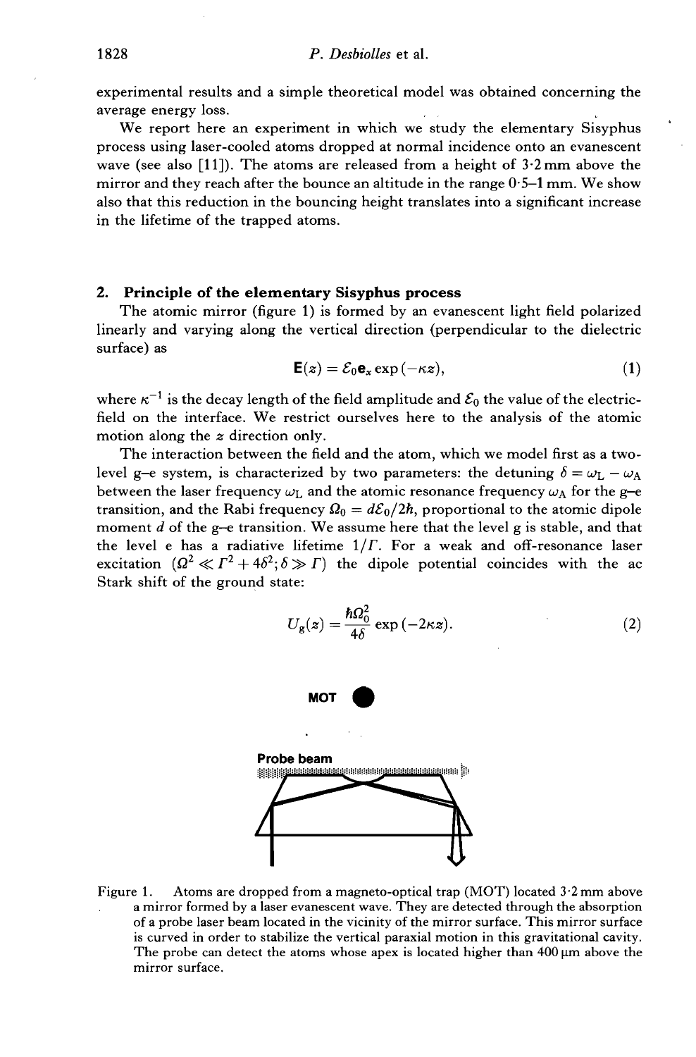experimental results and a simple theoretical model was obtained concerning the average energy loss.

We report here an experiment in which we study the elementary Sisyphus process using laser-cooled atoms dropped at normal incidence onto an evanescent wave (see also [11]). The atoms are released from a height of 3·2 mm above the mirror and they reach after the bounce an altitude in the range 0·5–1 mm. We show also that this reduction in the bouncing height translates into a significant increase in the lifetime of the trapped atoms.

## 2. Principle of the elementary Sisyphus process

The atomic mirror (figure 1) is formed by an evanescent light field polarized linearly and varying along the vertical direction (perpendicular to the dielectric surface) as

$$\mathbf{E}(z) = \mathcal{E}_0 \mathbf{e}_x \exp(-\kappa z), \tag{1}$$

where $\kappa^{-1}$ is the decay length of the field amplitude and $\mathcal{E}_0$ the value of the electric-field on the interface. We restrict ourselves here to the analysis of the atomic motion along the $z$ direction only.

The interaction between the field and the atom, which we model first as a two-level g–e system, is characterized by two parameters: the detuning $\delta = \omega_L - \omega_A$ between the laser frequency $\omega_L$ and the atomic resonance frequency $\omega_A$ for the g–e transition, and the Rabi frequency $\Omega_0 = d\mathcal{E}_0/2\hbar$, proportional to the atomic dipole moment $d$ of the g–e transition. We assume here that the level g is stable, and that the level e has a radiative lifetime $1/\Gamma$. For a weak and off-resonance laser excitation ($\Omega^2 \ll \Gamma^2 + 4\delta^2; \delta \gg \Gamma$) the dipole potential coincides with the ac Stark shift of the ground state:

$$U_g(z) = \frac{\hbar\Omega_0^2}{4\delta} \exp(-2\kappa z). \tag{2}$$

Figure 1. Atoms are dropped from a magneto-optical trap (MOT) located 3·2 mm above a mirror formed by a laser evanescent wave. They are detected through the absorption of a probe laser beam located in the vicinity of the mirror surface. This mirror surface is curved in order to stabilize the vertical paraxial motion in this gravitational cavity. The probe can detect the atoms whose apex is located higher than 400 μm above the mirror surface.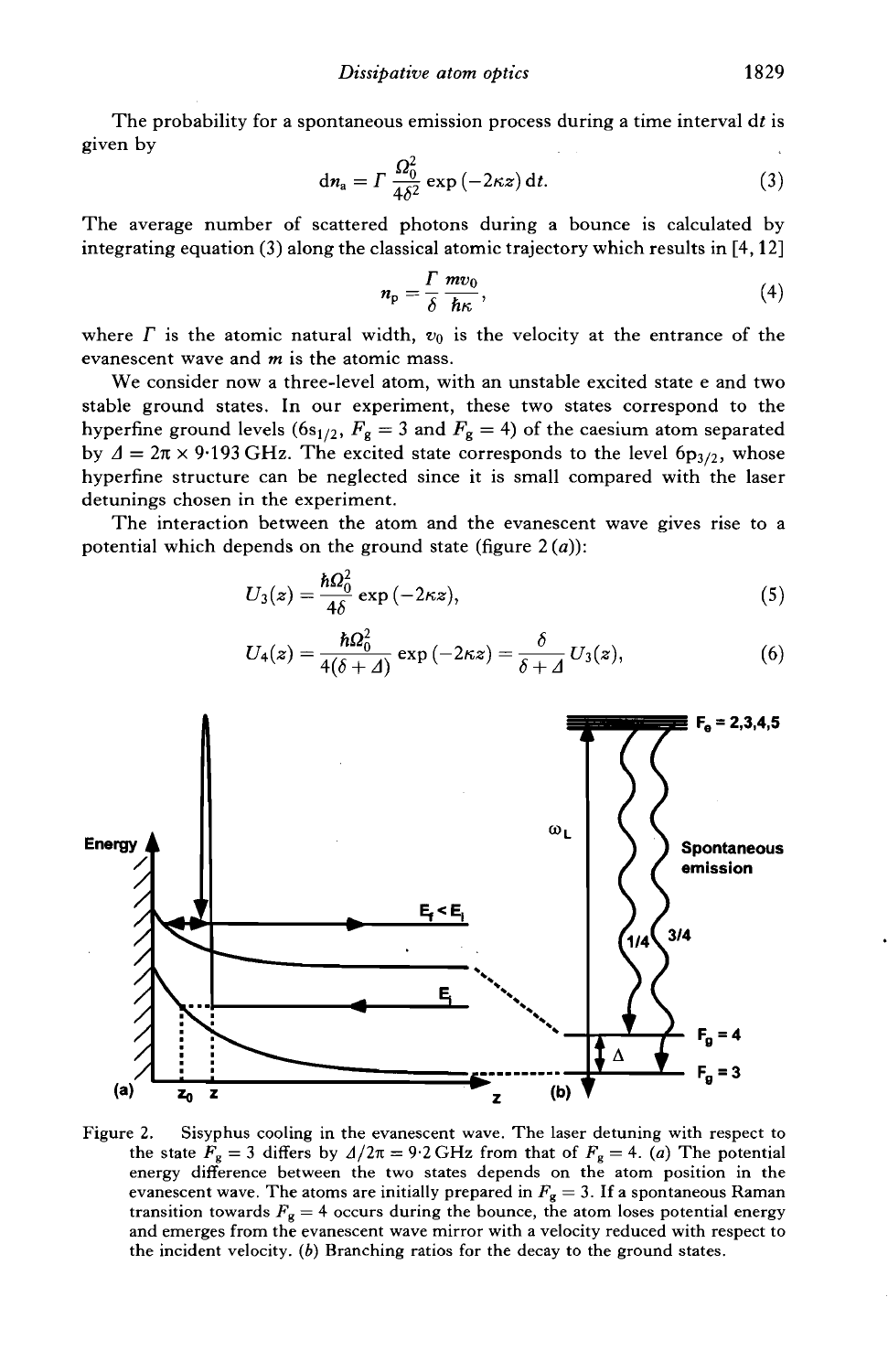The probability for a spontaneous emission process during a time interval $dt$ is given by

$$dn_a = \Gamma \frac{\Omega_0^2}{4\delta^2} \exp(-2\kappa z)\, dt. \tag{3}$$

The average number of scattered photons during a bounce is calculated by integrating equation (3) along the classical atomic trajectory which results in [4, 12]

$$n_p = \frac{\Gamma}{\delta} \frac{mv_0}{\hbar\kappa}, \tag{4}$$

where $\Gamma$ is the atomic natural width, $v_0$ is the velocity at the entrance of the evanescent wave and $m$ is the atomic mass.

We consider now a three-level atom, with an unstable excited state e and two stable ground states. In our experiment, these two states correspond to the hyperfine ground levels ($6s_{1/2}$, $F_g = 3$ and $F_g = 4$) of the caesium atom separated by $\Delta = 2\pi \times 9{\cdot}193$ GHz. The excited state corresponds to the level $6p_{3/2}$, whose hyperfine structure can be neglected since it is small compared with the laser detunings chosen in the experiment.

The interaction between the atom and the evanescent wave gives rise to a potential which depends on the ground state (figure 2(*a*)):

$$U_3(z) = \frac{\hbar\Omega_0^2}{4\delta} \exp(-2\kappa z), \tag{5}$$

$$U_4(z) = \frac{\hbar\Omega_0^2}{4(\delta + \Delta)} \exp(-2\kappa z) = \frac{\delta}{\delta + \Delta} U_3(z), \tag{6}$$

Figure 2. Sisyphus cooling in the evanescent wave. The laser detuning with respect to the state $F_g = 3$ differs by $\Delta/2\pi = 9{\cdot}2$ GHz from that of $F_g = 4$. (*a*) The potential energy difference between the two states depends on the atom position in the evanescent wave. The atoms are initially prepared in $F_g = 3$. If a spontaneous Raman transition towards $F_g = 4$ occurs during the bounce, the atom loses potential energy and emerges from the evanescent wave mirror with a velocity reduced with respect to the incident velocity. (*b*) Branching ratios for the decay to the ground states.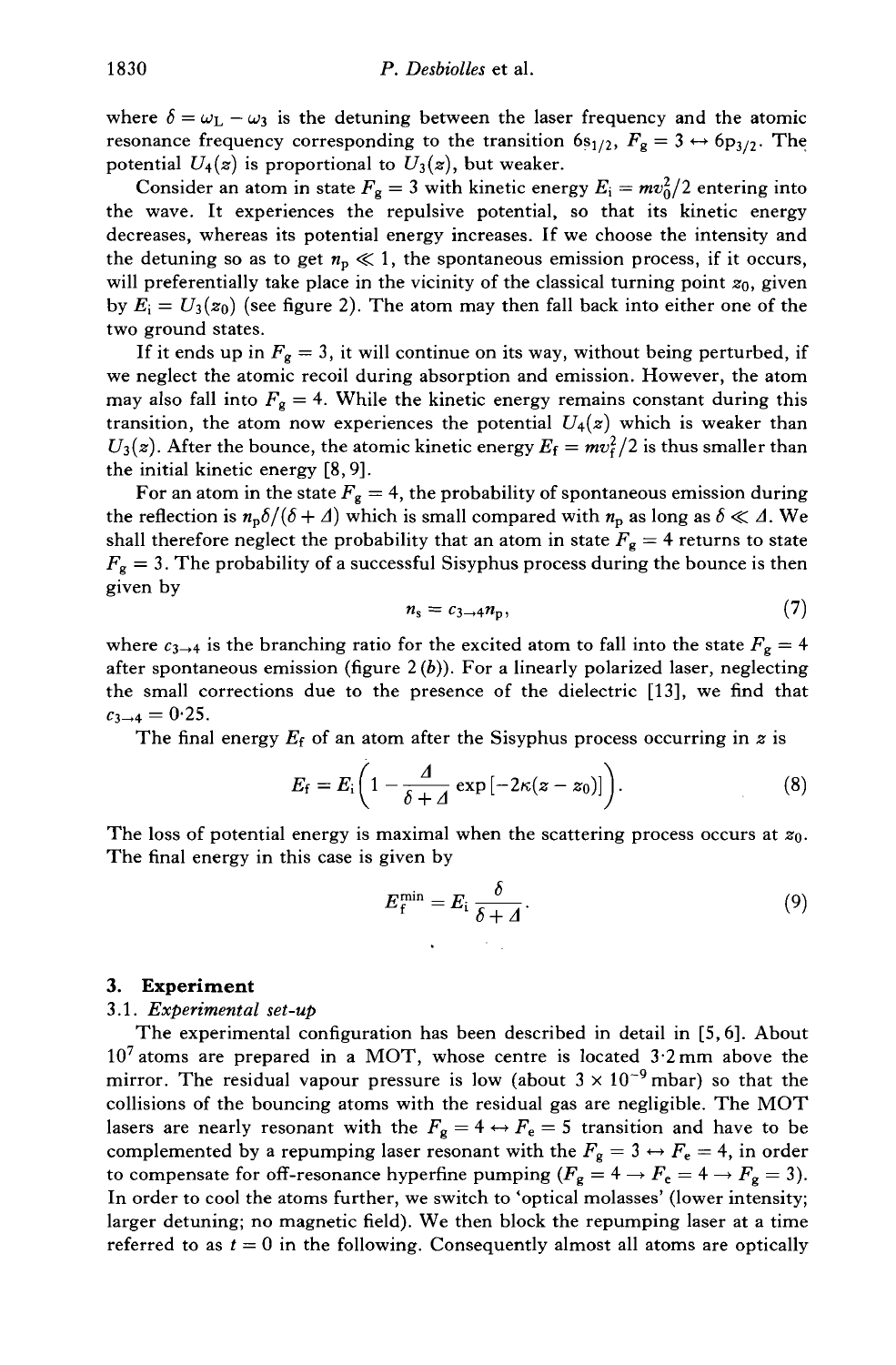where $\delta = \omega_L - \omega_3$ is the detuning between the laser frequency and the atomic resonance frequency corresponding to the transition $6s_{1/2}$, $F_g = 3 \leftrightarrow 6p_{3/2}$. The potential $U_4(z)$ is proportional to $U_3(z)$, but weaker.

Consider an atom in state $F_g = 3$ with kinetic energy $E_i = mv_0^2/2$ entering into the wave. It experiences the repulsive potential, so that its kinetic energy decreases, whereas its potential energy increases. If we choose the intensity and the detuning so as to get $n_p \ll 1$, the spontaneous emission process, if it occurs, will preferentially take place in the vicinity of the classical turning point $z_0$, given by $E_i = U_3(z_0)$ (see figure 2). The atom may then fall back into either one of the two ground states.

If it ends up in $F_g = 3$, it will continue on its way, without being perturbed, if we neglect the atomic recoil during absorption and emission. However, the atom may also fall into $F_g = 4$. While the kinetic energy remains constant during this transition, the atom now experiences the potential $U_4(z)$ which is weaker than $U_3(z)$. After the bounce, the atomic kinetic energy $E_f = mv_f^2/2$ is thus smaller than the initial kinetic energy [8, 9].

For an atom in the state $F_g = 4$, the probability of spontaneous emission during the reflection is $n_p\delta/(\delta + \Delta)$ which is small compared with $n_p$ as long as $\delta \ll \Delta$. We shall therefore neglect the probability that an atom in state $F_g = 4$ returns to state $F_g = 3$. The probability of a successful Sisyphus process during the bounce is then given by

$$n_s = c_{3\rightarrow 4} n_p, \tag{7}$$

where $c_{3\rightarrow 4}$ is the branching ratio for the excited atom to fall into the state $F_g = 4$ after spontaneous emission (figure 2 (*b*)). For a linearly polarized laser, neglecting the small corrections due to the presence of the dielectric [13], we find that $c_{3\rightarrow 4} = 0{\cdot}25$.

The final energy $E_f$ of an atom after the Sisyphus process occurring in $z$ is

$$E_f = E_i\left(1 - \frac{\Delta}{\delta + \Delta}\exp\left[-2\kappa(z - z_0)\right]\right). \tag{8}$$

The loss of potential energy is maximal when the scattering process occurs at $z_0$. The final energy in this case is given by

$$E_f^{\min} = E_i\,\frac{\delta}{\delta + \Delta}. \tag{9}$$

## 3. Experiment

### 3.1. *Experimental set-up*

The experimental configuration has been described in detail in [5, 6]. About $10^7$ atoms are prepared in a MOT, whose centre is located $3{\cdot}2$ mm above the mirror. The residual vapour pressure is low (about $3 \times 10^{-9}$ mbar) so that the collisions of the bouncing atoms with the residual gas are negligible. The MOT lasers are nearly resonant with the $F_g = 4 \leftrightarrow F_e = 5$ transition and have to be complemented by a repumping laser resonant with the $F_g = 3 \leftrightarrow F_e = 4$, in order to compensate for off-resonance hyperfine pumping ($F_g = 4 \rightarrow F_e = 4 \rightarrow F_g = 3$). In order to cool the atoms further, we switch to 'optical molasses' (lower intensity; larger detuning; no magnetic field). We then block the repumping laser at a time referred to as $t = 0$ in the following. Consequently almost all atoms are optically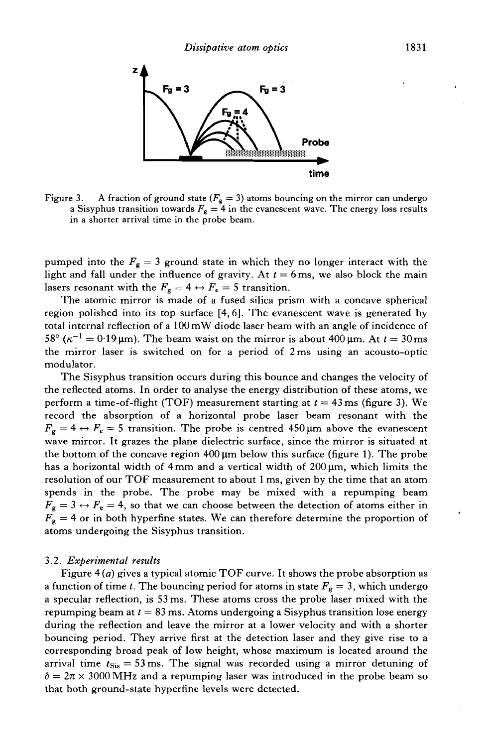Figure 3. A fraction of ground state ($F_g = 3$) atoms bouncing on the mirror can undergo a Sisyphus transition towards $F_g = 4$ in the evanescent wave. The energy loss results in a shorter arrival time in the probe beam.

pumped into the $F_g = 3$ ground state in which they no longer interact with the light and fall under the influence of gravity. At $t = 6$ ms, we also block the main lasers resonant with the $F_g = 4 \leftrightarrow F_e = 5$ transition.

The atomic mirror is made of a fused silica prism with a concave spherical region polished into its top surface [4, 6]. The evanescent wave is generated by total internal reflection of a 100 mW diode laser beam with an angle of incidence of 58° ($\kappa^{-1} = 0{\cdot}19\,\mu$m). The beam waist on the mirror is about 400 μm. At $t = 30$ ms the mirror laser is switched on for a period of 2 ms using an acousto-optic modulator.

The Sisyphus transition occurs during this bounce and changes the velocity of the reflected atoms. In order to analyse the energy distribution of these atoms, we perform a time-of-flight (TOF) measurement starting at $t = 43$ ms (figure 3). We record the absorption of a horizontal probe laser beam resonant with the $F_g = 4 \leftrightarrow F_e = 5$ transition. The probe is centred 450 μm above the evanescent wave mirror. It grazes the plane dielectric surface, since the mirror is situated at the bottom of the concave region 400 μm below this surface (figure 1). The probe has a horizontal width of 4 mm and a vertical width of 200 μm, which limits the resolution of our TOF measurement to about 1 ms, given by the time that an atom spends in the probe. The probe may be mixed with a repumping beam $F_g = 3 \leftrightarrow F_e = 4$, so that we can choose between the detection of atoms either in $F_g = 4$ or in both hyperfine states. We can therefore determine the proportion of atoms undergoing the Sisyphus transition.

### 3.2. *Experimental results*

Figure 4 (*a*) gives a typical atomic TOF curve. It shows the probe absorption as a function of time $t$. The bouncing period for atoms in state $F_g = 3$, which undergo a specular reflection, is 53 ms. These atoms cross the probe laser mixed with the repumping beam at $t = 83$ ms. Atoms undergoing a Sisyphus transition lose energy during the reflection and leave the mirror at a lower velocity and with a shorter bouncing period. They arrive first at the detection laser and they give rise to a corresponding broad peak of low height, whose maximum is located around the arrival time $t_{\mathrm{Sis}} = 53$ ms. The signal was recorded using a mirror detuning of $\delta = 2\pi \times 3000$ MHz and a repumping laser was introduced in the probe beam so that both ground-state hyperfine levels were detected.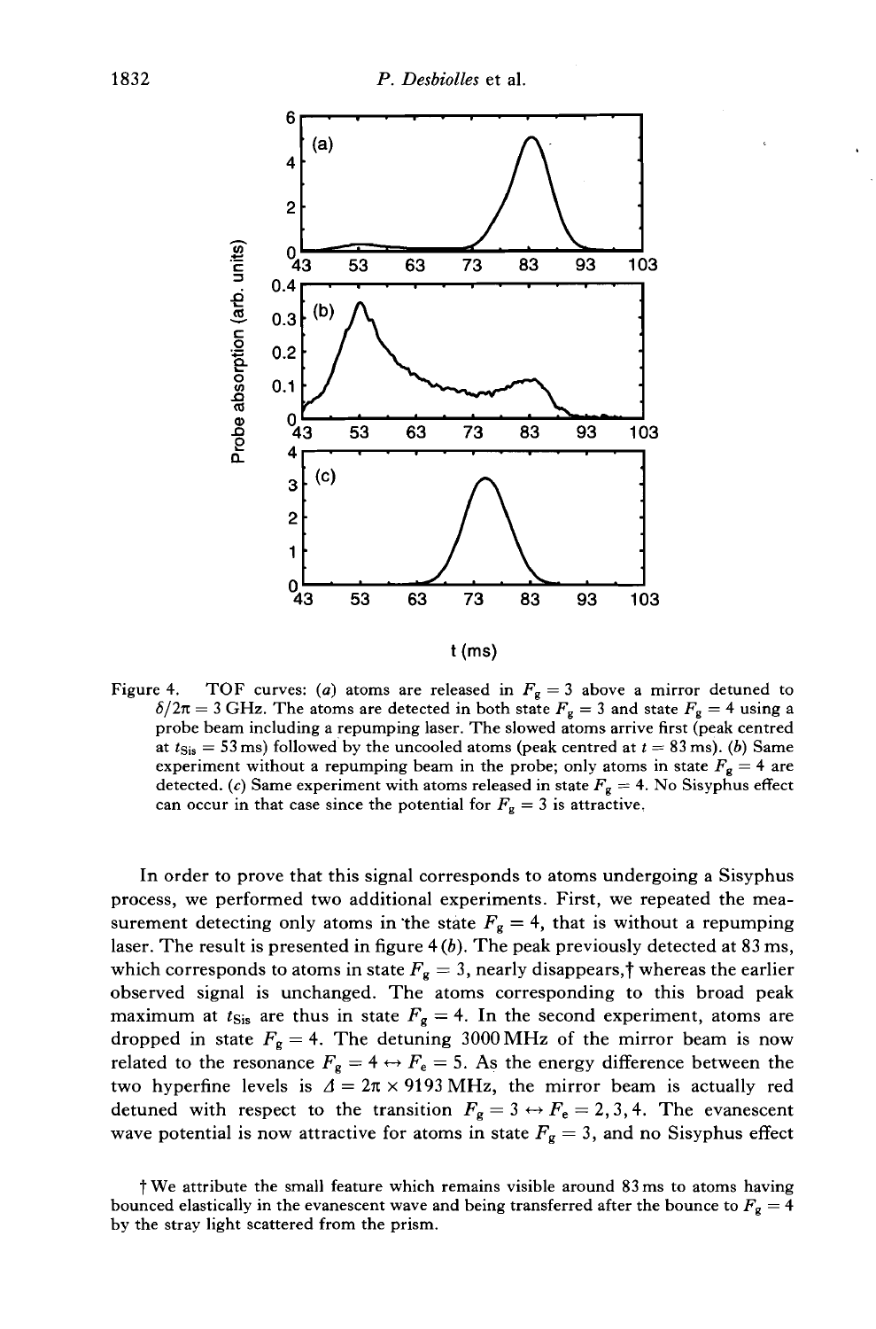Figure 4. TOF curves: (*a*) atoms are released in $F_g = 3$ above a mirror detuned to $\delta/2\pi = 3$ GHz. The atoms are detected in both state $F_g = 3$ and state $F_g = 4$ using a probe beam including a repumping laser. The slowed atoms arrive first (peak centred at $t_{\text{Sis}} = 53$ ms) followed by the uncooled atoms (peak centred at $t = 83$ ms). (*b*) Same experiment without a repumping beam in the probe; only atoms in state $F_g = 4$ are detected. (*c*) Same experiment with atoms released in state $F_g = 4$. No Sisyphus effect can occur in that case since the potential for $F_g = 3$ is attractive.

In order to prove that this signal corresponds to atoms undergoing a Sisyphus process, we performed two additional experiments. First, we repeated the measurement detecting only atoms in the state $F_g = 4$, that is without a repumping laser. The result is presented in figure 4 (*b*). The peak previously detected at 83 ms, which corresponds to atoms in state $F_g = 3$, nearly disappears,† whereas the earlier observed signal is unchanged. The atoms corresponding to this broad peak maximum at $t_{\text{Sis}}$ are thus in state $F_g = 4$. In the second experiment, atoms are dropped in state $F_g = 4$. The detuning 3000 MHz of the mirror beam is now related to the resonance $F_g = 4 \leftrightarrow F_e = 5$. As the energy difference between the two hyperfine levels is $\Delta = 2\pi \times 9193$ MHz, the mirror beam is actually red detuned with respect to the transition $F_g = 3 \leftrightarrow F_e = 2, 3, 4$. The evanescent wave potential is now attractive for atoms in state $F_g = 3$, and no Sisyphus effect

† We attribute the small feature which remains visible around 83 ms to atoms having bounced elastically in the evanescent wave and being transferred after the bounce to $F_g = 4$ by the stray light scattered from the prism.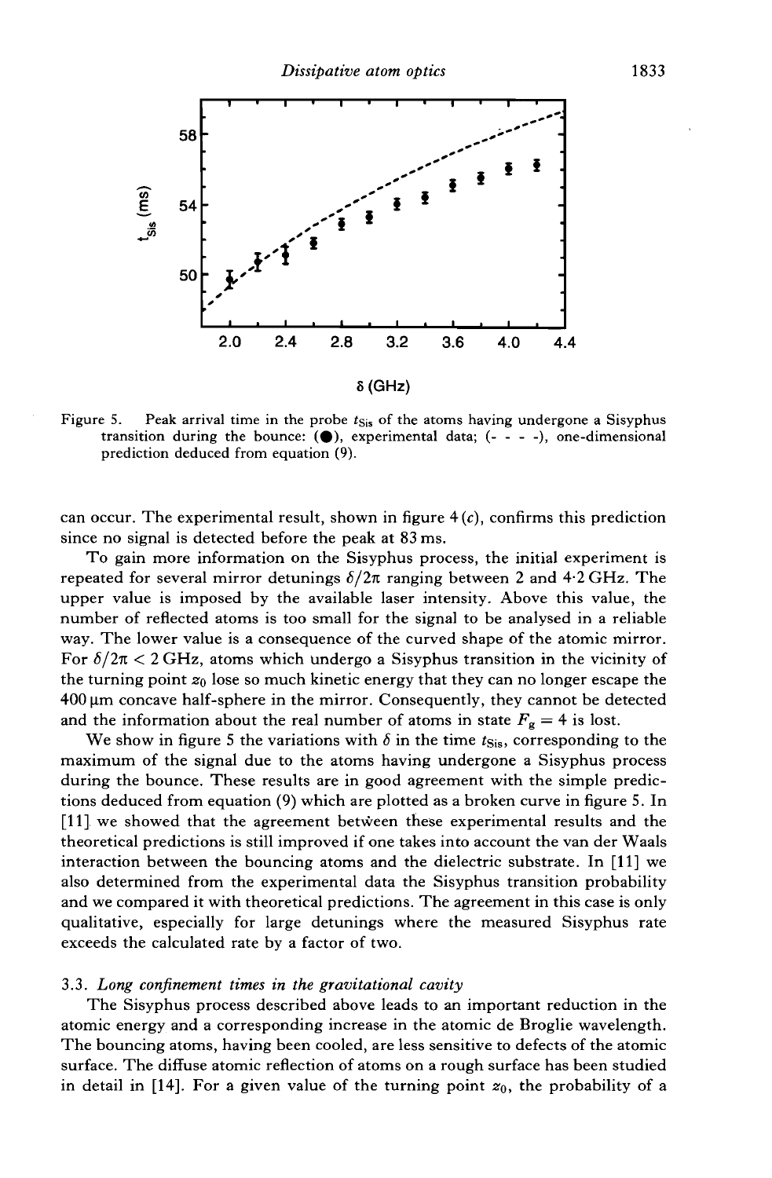Figure 5. Peak arrival time in the probe $t_{Sis}$ of the atoms having undergone a Sisyphus transition during the bounce: (●), experimental data; (- - - -), one-dimensional prediction deduced from equation (9).

can occur. The experimental result, shown in figure 4 (c), confirms this prediction since no signal is detected before the peak at 83 ms.

To gain more information on the Sisyphus process, the initial experiment is repeated for several mirror detunings $\delta/2\pi$ ranging between 2 and 4·2 GHz. The upper value is imposed by the available laser intensity. Above this value, the number of reflected atoms is too small for the signal to be analysed in a reliable way. The lower value is a consequence of the curved shape of the atomic mirror. For $\delta/2\pi < 2$ GHz, atoms which undergo a Sisyphus transition in the vicinity of the turning point $z_0$ lose so much kinetic energy that they can no longer escape the 400 μm concave half-sphere in the mirror. Consequently, they cannot be detected and the information about the real number of atoms in state $F_g = 4$ is lost.

We show in figure 5 the variations with $\delta$ in the time $t_{Sis}$, corresponding to the maximum of the signal due to the atoms having undergone a Sisyphus process during the bounce. These results are in good agreement with the simple predictions deduced from equation (9) which are plotted as a broken curve in figure 5. In [11] we showed that the agreement between these experimental results and the theoretical predictions is still improved if one takes into account the van der Waals interaction between the bouncing atoms and the dielectric substrate. In [11] we also determined from the experimental data the Sisyphus transition probability and we compared it with theoretical predictions. The agreement in this case is only qualitative, especially for large detunings where the measured Sisyphus rate exceeds the calculated rate by a factor of two.

### 3.3. *Long confinement times in the gravitational cavity*

The Sisyphus process described above leads to an important reduction in the atomic energy and a corresponding increase in the atomic de Broglie wavelength. The bouncing atoms, having been cooled, are less sensitive to defects of the atomic surface. The diffuse atomic reflection of atoms on a rough surface has been studied in detail in [14]. For a given value of the turning point $z_0$, the probability of a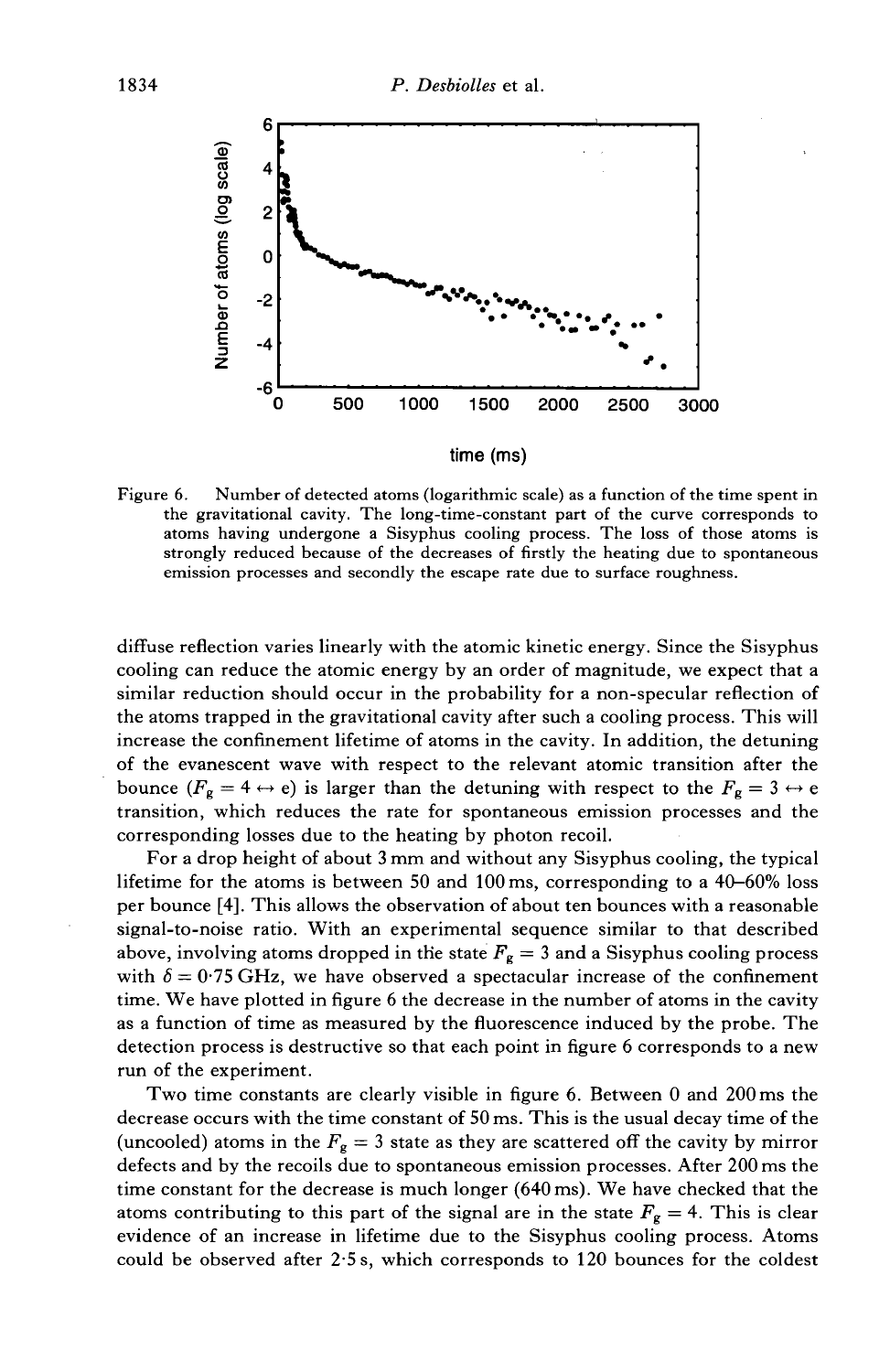Figure 6. Number of detected atoms (logarithmic scale) as a function of the time spent in the gravitational cavity. The long-time-constant part of the curve corresponds to atoms having undergone a Sisyphus cooling process. The loss of those atoms is strongly reduced because of the decreases of firstly the heating due to spontaneous emission processes and secondly the escape rate due to surface roughness.

diffuse reflection varies linearly with the atomic kinetic energy. Since the Sisyphus cooling can reduce the atomic energy by an order of magnitude, we expect that a similar reduction should occur in the probability for a non-specular reflection of the atoms trapped in the gravitational cavity after such a cooling process. This will increase the confinement lifetime of atoms in the cavity. In addition, the detuning of the evanescent wave with respect to the relevant atomic transition after the bounce ($F_g = 4 \leftrightarrow e$) is larger than the detuning with respect to the $F_g = 3 \leftrightarrow e$ transition, which reduces the rate for spontaneous emission processes and the corresponding losses due to the heating by photon recoil.

For a drop height of about 3 mm and without any Sisyphus cooling, the typical lifetime for the atoms is between 50 and 100 ms, corresponding to a 40–60% loss per bounce [4]. This allows the observation of about ten bounces with a reasonable signal-to-noise ratio. With an experimental sequence similar to that described above, involving atoms dropped in the state $F_g = 3$ and a Sisyphus cooling process with $\delta = 0{\cdot}75$ GHz, we have observed a spectacular increase of the confinement time. We have plotted in figure 6 the decrease in the number of atoms in the cavity as a function of time as measured by the fluorescence induced by the probe. The detection process is destructive so that each point in figure 6 corresponds to a new run of the experiment.

Two time constants are clearly visible in figure 6. Between 0 and 200 ms the decrease occurs with the time constant of 50 ms. This is the usual decay time of the (uncooled) atoms in the $F_g = 3$ state as they are scattered off the cavity by mirror defects and by the recoils due to spontaneous emission processes. After 200 ms the time constant for the decrease is much longer (640 ms). We have checked that the atoms contributing to this part of the signal are in the state $F_g = 4$. This is clear evidence of an increase in lifetime due to the Sisyphus cooling process. Atoms could be observed after 2·5 s, which corresponds to 120 bounces for the coldest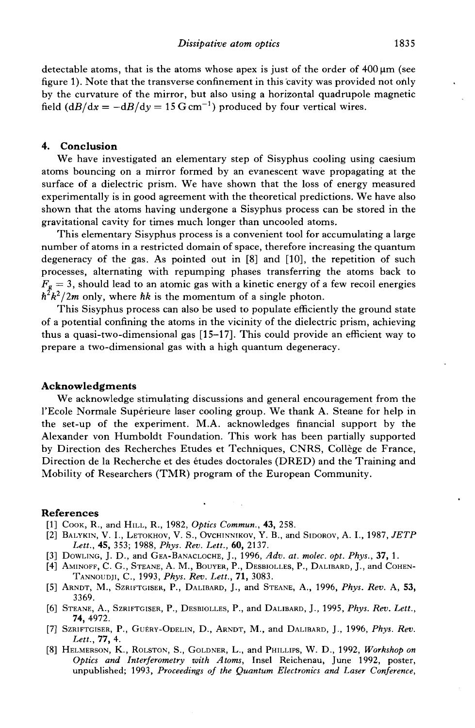detectable atoms, that is the atoms whose apex is just of the order of 400 μm (see figure 1). Note that the transverse confinement in this cavity was provided not only by the curvature of the mirror, but also using a horizontal quadrupole magnetic field ($dB/dx = -dB/dy = 15\,\mathrm{G\,cm^{-1}}$) produced by four vertical wires.

## 4. Conclusion

We have investigated an elementary step of Sisyphus cooling using caesium atoms bouncing on a mirror formed by an evanescent wave propagating at the surface of a dielectric prism. We have shown that the loss of energy measured experimentally is in good agreement with the theoretical predictions. We have also shown that the atoms having undergone a Sisyphus process can be stored in the gravitational cavity for times much longer than uncooled atoms.

This elementary Sisyphus process is a convenient tool for accumulating a large number of atoms in a restricted domain of space, therefore increasing the quantum degeneracy of the gas. As pointed out in [8] and [10], the repetition of such processes, alternating with repumping phases transferring the atoms back to $F_g = 3$, should lead to an atomic gas with a kinetic energy of a few recoil energies $\hbar^2 k^2/2m$ only, where $\hbar k$ is the momentum of a single photon.

This Sisyphus process can also be used to populate efficiently the ground state of a potential confining the atoms in the vicinity of the dielectric prism, achieving thus a quasi-two-dimensional gas [15–17]. This could provide an efficient way to prepare a two-dimensional gas with a high quantum degeneracy.

## Acknowledgments

We acknowledge stimulating discussions and general encouragement from the l'Ecole Normale Supérieure laser cooling group. We thank A. Steane for help in the set-up of the experiment. M.A. acknowledges financial support by the Alexander von Humboldt Foundation. This work has been partially supported by Direction des Recherches Etudes et Techniques, CNRS, Collège de France, Direction de la Recherche et des études doctorales (DRED) and the Training and Mobility of Researchers (TMR) program of the European Community.

## References

[1] Cook, R., and Hill, R., 1982, *Optics Commun.*, **43**, 258.

[2] Balykin, V. I., Letokhov, V. S., Ovchinnikov, Y. B., and Sidorov, A. I., 1987, *JETP Lett.*, **45**, 353; 1988, *Phys. Rev. Lett.*, **60**, 2137.

[3] Dowling, J. D., and Gea-Banacloche, J., 1996, *Adv. at. molec. opt. Phys.*, **37**, 1.

[4] Aminoff, C. G., Steane, A. M., Bouyer, P., Desbiolles, P., Dalibard, J., and Cohen-Tannoudji, C., 1993, *Phys. Rev. Lett.*, **71**, 3083.

[5] Arndt, M., Szriftgiser, P., Dalibard, J., and Steane, A., 1996, *Phys. Rev.* A, **53**, 3369.

[6] Steane, A., Szriftgiser, P., Desbiolles, P., and Dalibard, J., 1995, *Phys. Rev. Lett.*, **74**, 4972.

[7] Szriftgiser, P., Guéry-Odelin, D., Arndt, M., and Dalibard, J., 1996, *Phys. Rev. Lett.*, **77**, 4.

[8] Helmerson, K., Rolston, S., Goldner, L., and Phillips, W. D., 1992, *Workshop on Optics and Interferometry with Atoms*, Insel Reichenau, June 1992, poster, unpublished; 1993, *Proceedings of the Quantum Electronics and Laser Conference*,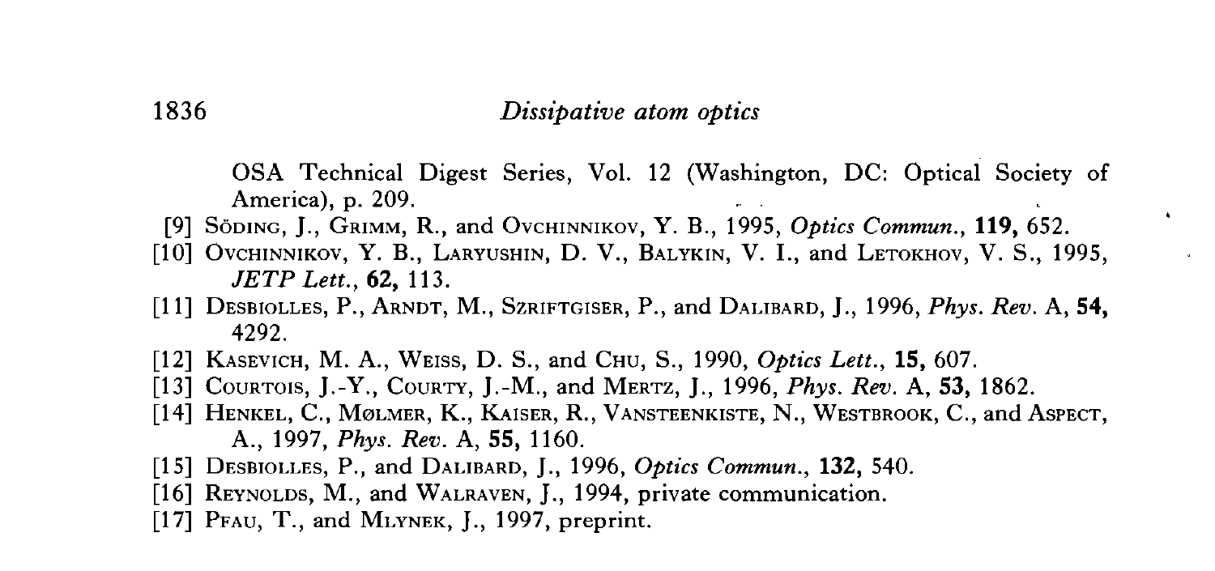OSA Technical Digest Series, Vol. 12 (Washington, DC: Optical Society of America), p. 209.

[9] Söding, J., Grimm, R., and Ovchinnikov, Y. B., 1995, *Optics Commun.*, **119**, 652.

[10] Ovchinnikov, Y. B., Laryushin, D. V., Balykin, V. I., and Letokhov, V. S., 1995, *JETP Lett.*, **62**, 113.

[11] Desbiolles, P., Arndt, M., Szriftgiser, P., and Dalibard, J., 1996, *Phys. Rev.* A, **54**, 4292.

[12] Kasevich, M. A., Weiss, D. S., and Chu, S., 1990, *Optics Lett.*, **15**, 607.

[13] Courtois, J.-Y., Courty, J.-M., and Mertz, J., 1996, *Phys. Rev.* A, **53**, 1862.

[14] Henkel, C., Mølmer, K., Kaiser, R., Vansteenkiste, N., Westbrook, C., and Aspect, A., 1997, *Phys. Rev.* A, **55**, 1160.

[15] Desbiolles, P., and Dalibard, J., 1996, *Optics Commun.*, **132**, 540.

[16] Reynolds, M., and Walraven, J., 1994, private communication.

[17] Pfau, T., and Mlynek, J., 1997, preprint.